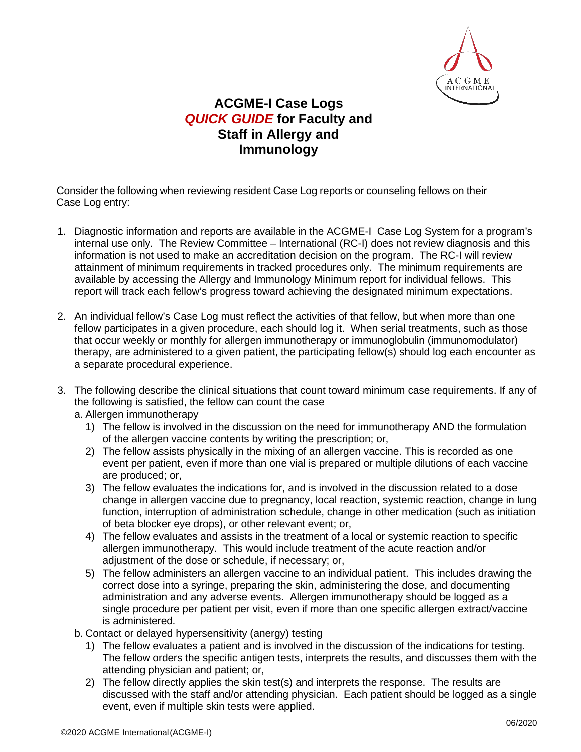# ACGME-I Case Logs *QUICK GUIDE* for Faculty and Staff in Allergy and Immunology

Consider the following when reviewing resident Case Log reports or counseling fellows on their Case Log entry:

1. Diagnostic information and reports are available in the ACGME-I Case Log System for a program's internal use only. The Review Committee – International (RC-I) does not review diagnosis and this information is not used to make an accreditation decision on the program. The RC-I will review attainment of minimum requirements in tracked procedures only. The minimum requirements are available by accessing the Allergy and Immunology Minimum report for individual fellows. This report will track each fellow's progress toward achieving the designated minimum expectations.

2. An individual fellow's Case Log must reflect the activities of that fellow, but when more than one fellow participates in a given procedure, each should log it. When serial treatments, such as those that occur weekly or monthly for allergen immunotherapy or immunoglobulin (immunomodulator) therapy, are administered to a given patient, the participating fellow(s) should log each encounter as a separate procedural experience.

3. The following describe the clinical situations that count toward minimum case requirements. If any of the following is satisfied, the fellow can count the case
   a. Allergen immunotherapy
      1) The fellow is involved in the discussion on the need for immunotherapy AND the formulation of the allergen vaccine contents by writing the prescription; or,
      2) The fellow assists physically in the mixing of an allergen vaccine. This is recorded as one event per patient, even if more than one vial is prepared or multiple dilutions of each vaccine are produced; or,
      3) The fellow evaluates the indications for, and is involved in the discussion related to a dose change in allergen vaccine due to pregnancy, local reaction, systemic reaction, change in lung function, interruption of administration schedule, change in other medication (such as initiation of beta blocker eye drops), or other relevant event; or,
      4) The fellow evaluates and assists in the treatment of a local or systemic reaction to specific allergen immunotherapy. This would include treatment of the acute reaction and/or adjustment of the dose or schedule, if necessary; or,
      5) The fellow administers an allergen vaccine to an individual patient. This includes drawing the correct dose into a syringe, preparing the skin, administering the dose, and documenting administration and any adverse events. Allergen immunotherapy should be logged as a single procedure per patient per visit, even if more than one specific allergen extract/vaccine is administered.

   b. Contact or delayed hypersensitivity (anergy) testing
      1) The fellow evaluates a patient and is involved in the discussion of the indications for testing. The fellow orders the specific antigen tests, interprets the results, and discusses them with the attending physician and patient; or,
      2) The fellow directly applies the skin test(s) and interprets the response. The results are discussed with the staff and/or attending physician. Each patient should be logged as a single event, even if multiple skin tests were applied.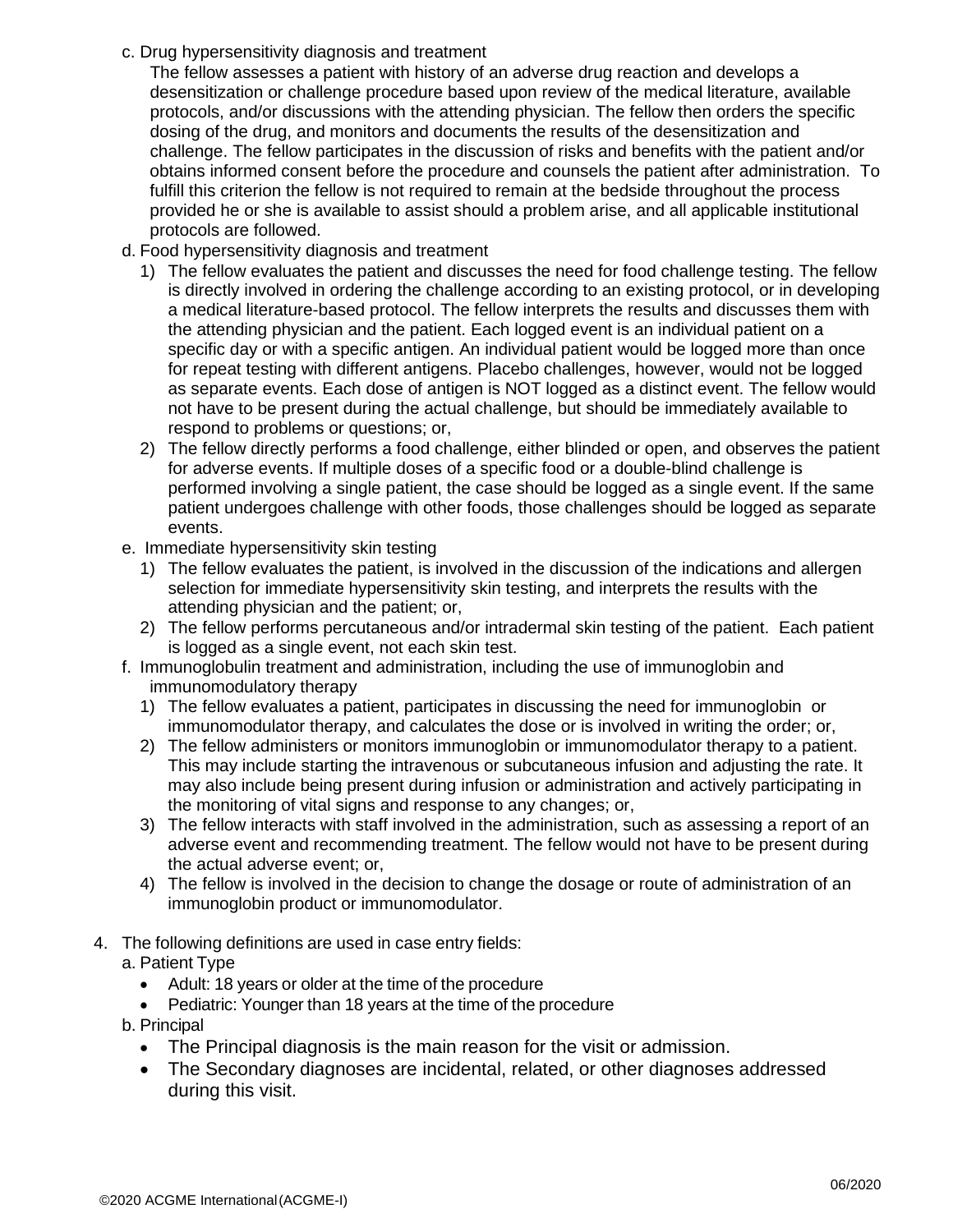c. Drug hypersensitivity diagnosis and treatment

   The fellow assesses a patient with history of an adverse drug reaction and develops a desensitization or challenge procedure based upon review of the medical literature, available protocols, and/or discussions with the attending physician. The fellow then orders the specific dosing of the drug, and monitors and documents the results of the desensitization and challenge. The fellow participates in the discussion of risks and benefits with the patient and/or obtains informed consent before the procedure and counsels the patient after administration. To fulfill this criterion the fellow is not required to remain at the bedside throughout the process provided he or she is available to assist should a problem arise, and all applicable institutional protocols are followed.

d. Food hypersensitivity diagnosis and treatment

   1) The fellow evaluates the patient and discusses the need for food challenge testing. The fellow is directly involved in ordering the challenge according to an existing protocol, or in developing a medical literature-based protocol. The fellow interprets the results and discusses them with the attending physician and the patient. Each logged event is an individual patient on a specific day or with a specific antigen. An individual patient would be logged more than once for repeat testing with different antigens. Placebo challenges, however, would not be logged as separate events. Each dose of antigen is NOT logged as a distinct event. The fellow would not have to be present during the actual challenge, but should be immediately available to respond to problems or questions; or,
   2) The fellow directly performs a food challenge, either blinded or open, and observes the patient for adverse events. If multiple doses of a specific food or a double-blind challenge is performed involving a single patient, the case should be logged as a single event. If the same patient undergoes challenge with other foods, those challenges should be logged as separate events.

e. Immediate hypersensitivity skin testing

   1) The fellow evaluates the patient, is involved in the discussion of the indications and allergen selection for immediate hypersensitivity skin testing, and interprets the results with the attending physician and the patient; or,
   2) The fellow performs percutaneous and/or intradermal skin testing of the patient. Each patient is logged as a single event, not each skin test.

f. Immunoglobulin treatment and administration, including the use of immunoglobin and immunomodulatory therapy

   1) The fellow evaluates a patient, participates in discussing the need for immunoglobin or immunomodulator therapy, and calculates the dose or is involved in writing the order; or,
   2) The fellow administers or monitors immunoglobin or immunomodulator therapy to a patient. This may include starting the intravenous or subcutaneous infusion and adjusting the rate. It may also include being present during infusion or administration and actively participating in the monitoring of vital signs and response to any changes; or,
   3) The fellow interacts with staff involved in the administration, such as assessing a report of an adverse event and recommending treatment. The fellow would not have to be present during the actual adverse event; or,
   4) The fellow is involved in the decision to change the dosage or route of administration of an immunoglobin product or immunomodulator.

4. The following definitions are used in case entry fields:

   a. Patient Type
      - Adult: 18 years or older at the time of the procedure
      - Pediatric: Younger than 18 years at the time of the procedure

   b. Principal
      - The Principal diagnosis is the main reason for the visit or admission.
      - The Secondary diagnoses are incidental, related, or other diagnoses addressed during this visit.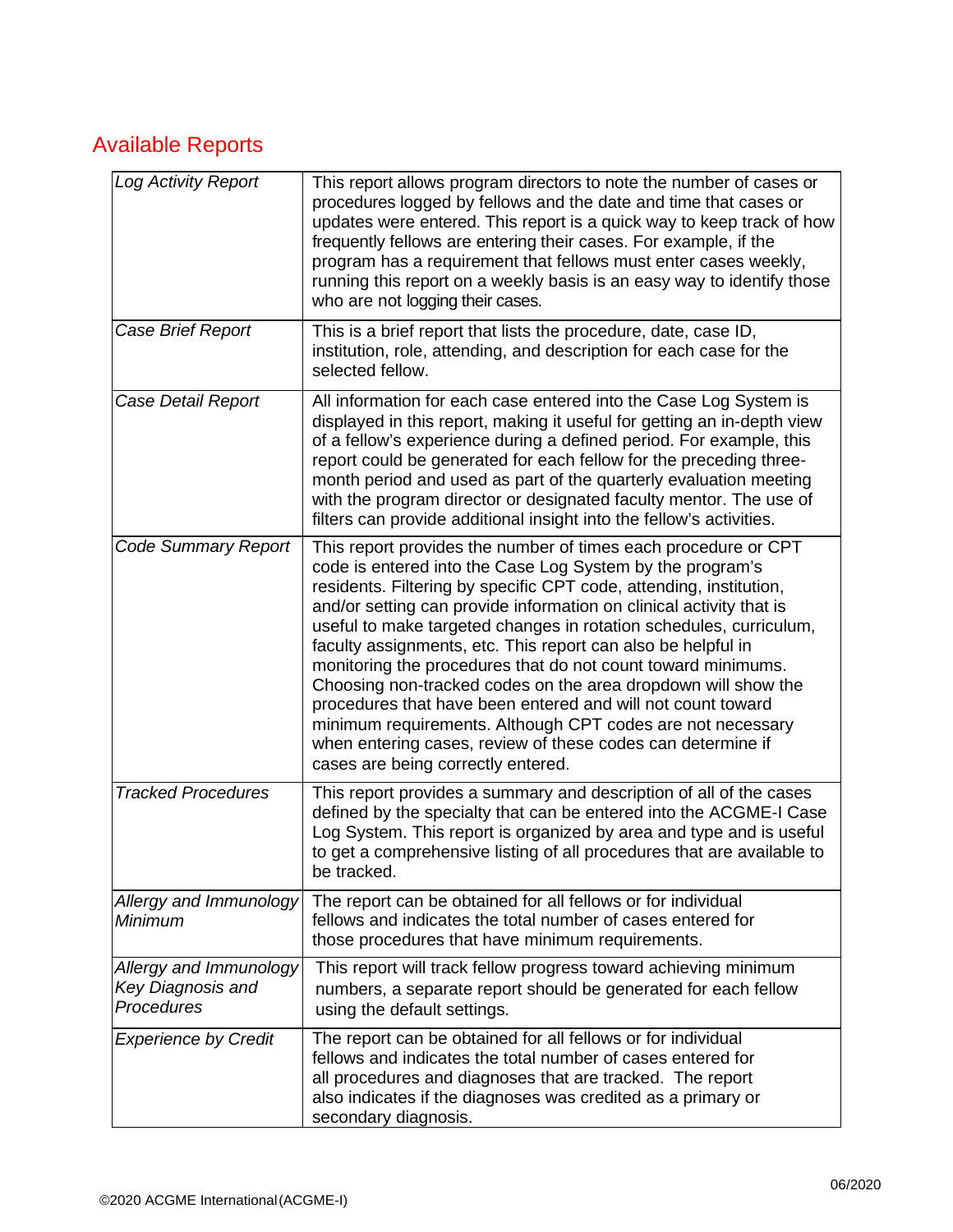## Available Reports

| | |
|---|---|
| *Log Activity Report* | This report allows program directors to note the number of cases or procedures logged by fellows and the date and time that cases or updates were entered. This report is a quick way to keep track of how frequently fellows are entering their cases. For example, if the program has a requirement that fellows must enter cases weekly, running this report on a weekly basis is an easy way to identify those who are not logging their cases. |
| *Case Brief Report* | This is a brief report that lists the procedure, date, case ID, institution, role, attending, and description for each case for the selected fellow. |
| *Case Detail Report* | All information for each case entered into the Case Log System is displayed in this report, making it useful for getting an in-depth view of a fellow's experience during a defined period. For example, this report could be generated for each fellow for the preceding three-month period and used as part of the quarterly evaluation meeting with the program director or designated faculty mentor. The use of filters can provide additional insight into the fellow's activities. |
| *Code Summary Report* | This report provides the number of times each procedure or CPT code is entered into the Case Log System by the program's residents. Filtering by specific CPT code, attending, institution, and/or setting can provide information on clinical activity that is useful to make targeted changes in rotation schedules, curriculum, faculty assignments, etc. This report can also be helpful in monitoring the procedures that do not count toward minimums. Choosing non-tracked codes on the area dropdown will show the procedures that have been entered and will not count toward minimum requirements. Although CPT codes are not necessary when entering cases, review of these codes can determine if cases are being correctly entered. |
| *Tracked Procedures* | This report provides a summary and description of all of the cases defined by the specialty that can be entered into the ACGME-I Case Log System. This report is organized by area and type and is useful to get a comprehensive listing of all procedures that are available to be tracked. |
| *Allergy and Immunology Minimum* | The report can be obtained for all fellows or for individual fellows and indicates the total number of cases entered for those procedures that have minimum requirements. |
| *Allergy and Immunology Key Diagnosis and Procedures* | This report will track fellow progress toward achieving minimum numbers, a separate report should be generated for each fellow using the default settings. |
| *Experience by Credit* | The report can be obtained for all fellows or for individual fellows and indicates the total number of cases entered for all procedures and diagnoses that are tracked. The report also indicates if the diagnoses was credited as a primary or secondary diagnosis. |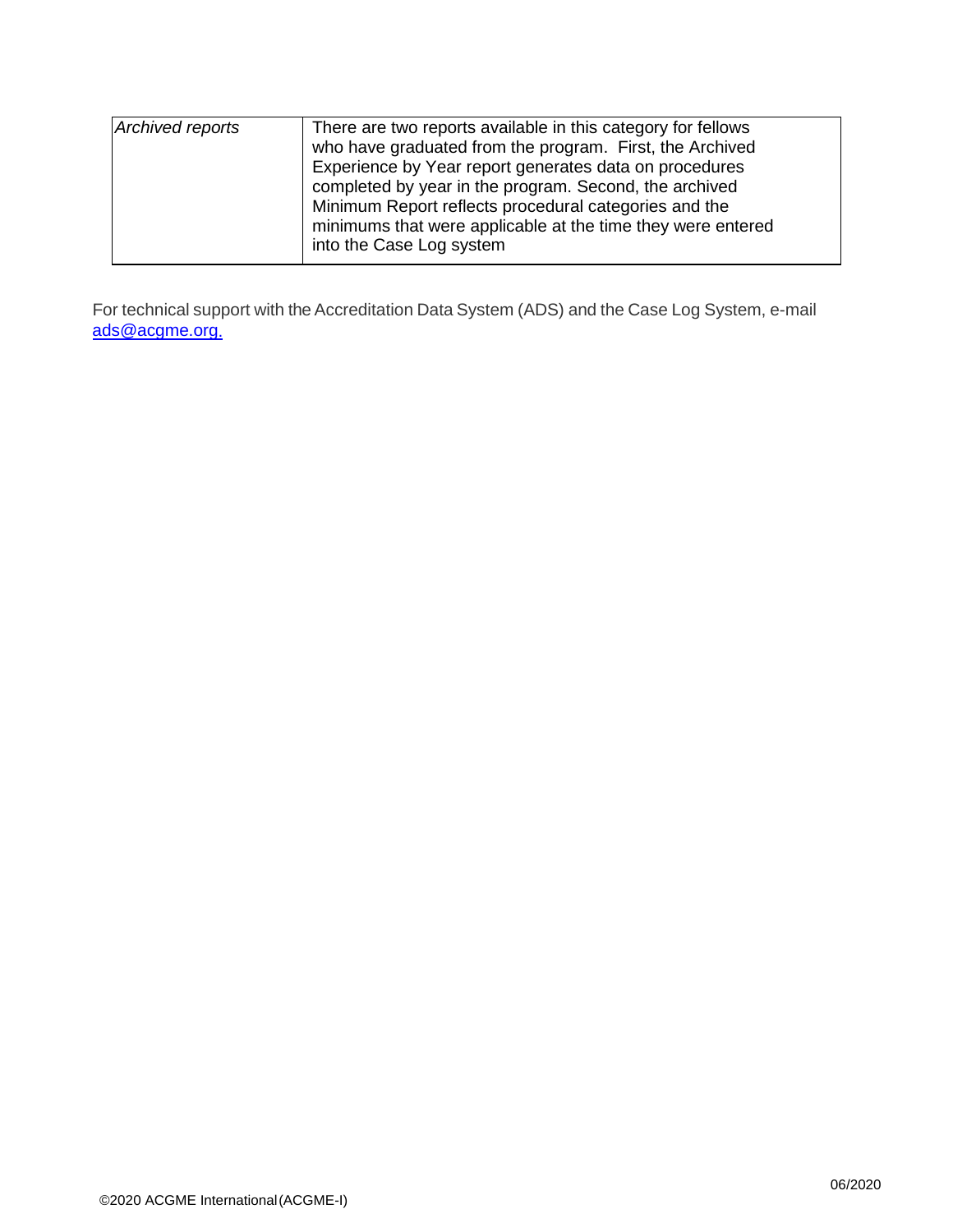| | |
|---|---|
| *Archived reports* | There are two reports available in this category for fellows who have graduated from the program. First, the Archived Experience by Year report generates data on procedures completed by year in the program. Second, the archived Minimum Report reflects procedural categories and the minimums that were applicable at the time they were entered into the Case Log system |

For technical support with the Accreditation Data System (ADS) and the Case Log System, e-mail [ads@acgme.org.](mailto:ads@acgme.org)

06/2020

©2020 ACGME International (ACGME-I)